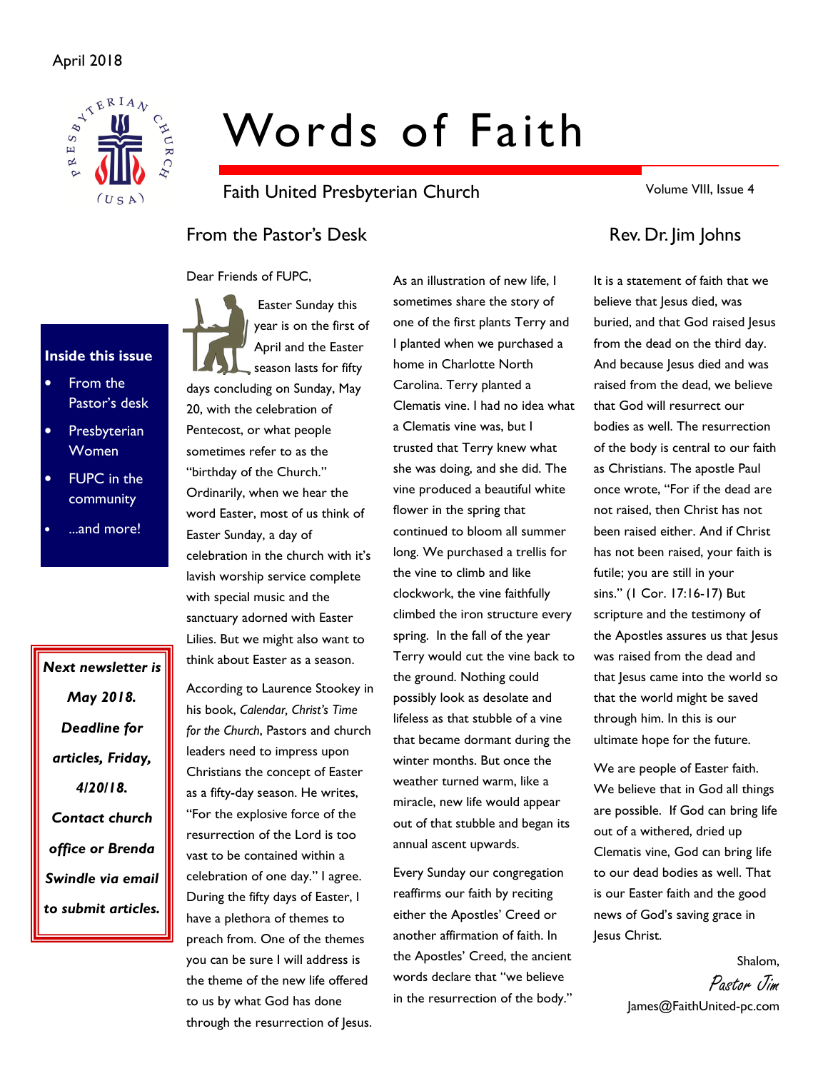April 2018

# Words of Faith

Faith United Presbyterian Church

Volume VIII, Issue 4

**Inside this issue**

- From the Pastor's desk
- Presbyterian Women
- FUPC in the community
- ...and more!

***Next newsletter is May 2018. Deadline for articles, Friday, 4/20/18. Contact church office or Brenda Swindle via email to submit articles.***

## From the Pastor's Desk

## Rev. Dr. Jim Johns

Dear Friends of FUPC,

Easter Sunday this year is on the first of April and the Easter season lasts for fifty days concluding on Sunday, May 20, with the celebration of Pentecost, or what people sometimes refer to as the "birthday of the Church." Ordinarily, when we hear the word Easter, most of us think of Easter Sunday, a day of celebration in the church with it's lavish worship service complete with special music and the sanctuary adorned with Easter Lilies. But we might also want to think about Easter as a season.

According to Laurence Stookey in his book, *Calendar, Christ's Time for the Church*, Pastors and church leaders need to impress upon Christians the concept of Easter as a fifty-day season. He writes, "For the explosive force of the resurrection of the Lord is too vast to be contained within a celebration of one day." I agree. During the fifty days of Easter, I have a plethora of themes to preach from. One of the themes you can be sure I will address is the theme of the new life offered to us by what God has done through the resurrection of Jesus.

As an illustration of new life, I sometimes share the story of one of the first plants Terry and I planted when we purchased a home in Charlotte North Carolina. Terry planted a Clematis vine. I had no idea what a Clematis vine was, but I trusted that Terry knew what she was doing, and she did. The vine produced a beautiful white flower in the spring that continued to bloom all summer long. We purchased a trellis for the vine to climb and like clockwork, the vine faithfully climbed the iron structure every spring. In the fall of the year Terry would cut the vine back to the ground. Nothing could possibly look as desolate and lifeless as that stubble of a vine that became dormant during the winter months. But once the weather turned warm, like a miracle, new life would appear out of that stubble and began its annual ascent upwards.

Every Sunday our congregation reaffirms our faith by reciting either the Apostles' Creed or another affirmation of faith. In the Apostles' Creed, the ancient words declare that "we believe in the resurrection of the body." It is a statement of faith that we believe that Jesus died, was buried, and that God raised Jesus from the dead on the third day. And because Jesus died and was raised from the dead, we believe that God will resurrect our bodies as well. The resurrection of the body is central to our faith as Christians. The apostle Paul once wrote, "For if the dead are not raised, then Christ has not been raised either. And if Christ has not been raised, your faith is futile; you are still in your sins." (1 Cor. 17:16-17) But scripture and the testimony of the Apostles assures us that Jesus was raised from the dead and that Jesus came into the world so that the world might be saved through him. In this is our ultimate hope for the future.

We are people of Easter faith. We believe that in God all things are possible. If God can bring life out of a withered, dried up Clematis vine, God can bring life to our dead bodies as well. That is our Easter faith and the good news of God's saving grace in Jesus Christ.

Shalom,

*Pastor Jim*

James@FaithUnited-pc.com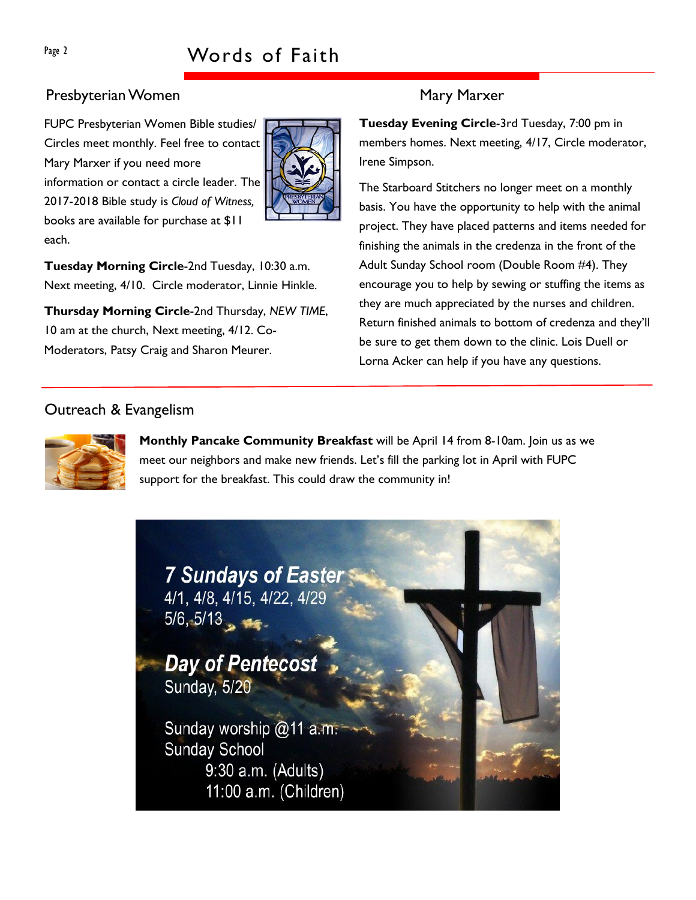## Presbyterian Women

FUPC Presbyterian Women Bible studies/ Circles meet monthly. Feel free to contact Mary Marxer if you need more information or contact a circle leader. The 2017-2018 Bible study is *Cloud of Witness,* books are available for purchase at $11 each.

**Tuesday Morning Circle**-2nd Tuesday, 10:30 a.m. Next meeting, 4/10. Circle moderator, Linnie Hinkle.

**Thursday Morning Circle**-2nd Thursday, *NEW TIME*, 10 am at the church, Next meeting, 4/12. Co-Moderators, Patsy Craig and Sharon Meurer.

## Mary Marxer

**Tuesday Evening Circle**-3rd Tuesday, 7:00 pm in members homes. Next meeting, 4/17, Circle moderator, Irene Simpson.

The Starboard Stitchers no longer meet on a monthly basis. You have the opportunity to help with the animal project. They have placed patterns and items needed for finishing the animals in the credenza in the front of the Adult Sunday School room (Double Room #4). They encourage you to help by sewing or stuffing the items as they are much appreciated by the nurses and children. Return finished animals to bottom of credenza and they'll be sure to get them down to the clinic. Lois Duell or Lorna Acker can help if you have any questions.

## Outreach & Evangelism

**Monthly Pancake Community Breakfast** will be April 14 from 8-10am. Join us as we meet our neighbors and make new friends. Let's fill the parking lot in April with FUPC support for the breakfast. This could draw the community in!

***7 Sundays of Easter***
4/1, 4/8, 4/15, 4/22, 4/29
5/6, 5/13

***Day of Pentecost***
Sunday, 5/20

Sunday worship @11 a.m.
Sunday School
9:30 a.m. (Adults)
11:00 a.m. (Children)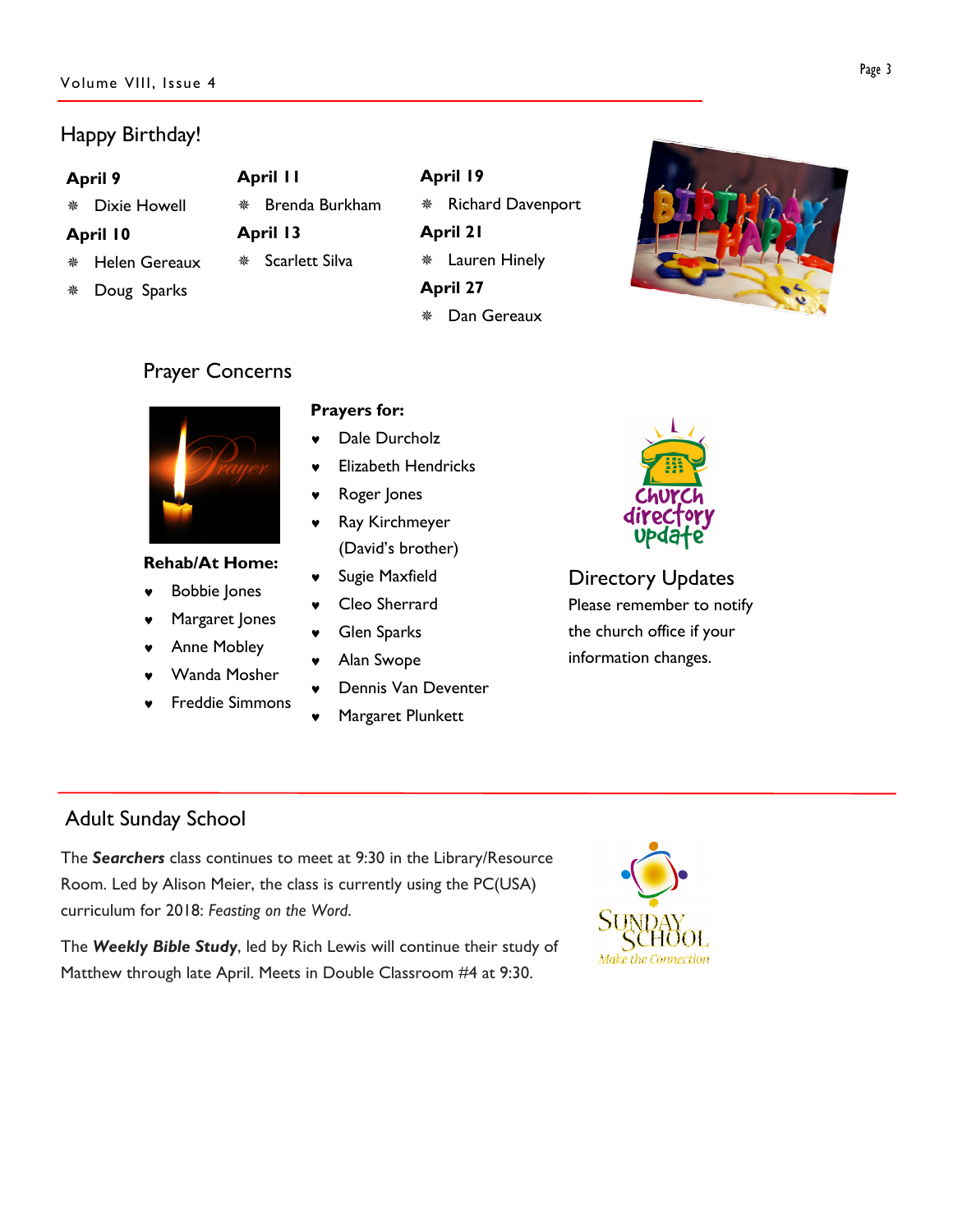## Happy Birthday!

**April 9**

- Dixie Howell

**April 10**

- Helen Gereaux
- Doug Sparks

**April 11**

- Brenda Burkham

**April 13**

- Scarlett Silva

**April 19**

- Richard Davenport

**April 21**

- Lauren Hinely

**April 27**

- Dan Gereaux

## Prayer Concerns

**Rehab/At Home:**

- Bobbie Jones
- Margaret Jones
- Anne Mobley
- Wanda Mosher
- Freddie Simmons

**Prayers for:**

- Dale Durcholz
- Elizabeth Hendricks
- Roger Jones
- Ray Kirchmeyer (David's brother)
- Sugie Maxfield
- Cleo Sherrard
- Glen Sparks
- Alan Swope
- Dennis Van Deventer
- Margaret Plunkett

## Directory Updates

Please remember to notify the church office if your information changes.

## Adult Sunday School

The ***Searchers*** class continues to meet at 9:30 in the Library/Resource Room. Led by Alison Meier, the class is currently using the PC(USA) curriculum for 2018: *Feasting on the Word*.

The ***Weekly Bible Study***, led by Rich Lewis will continue their study of Matthew through late April. Meets in Double Classroom #4 at 9:30.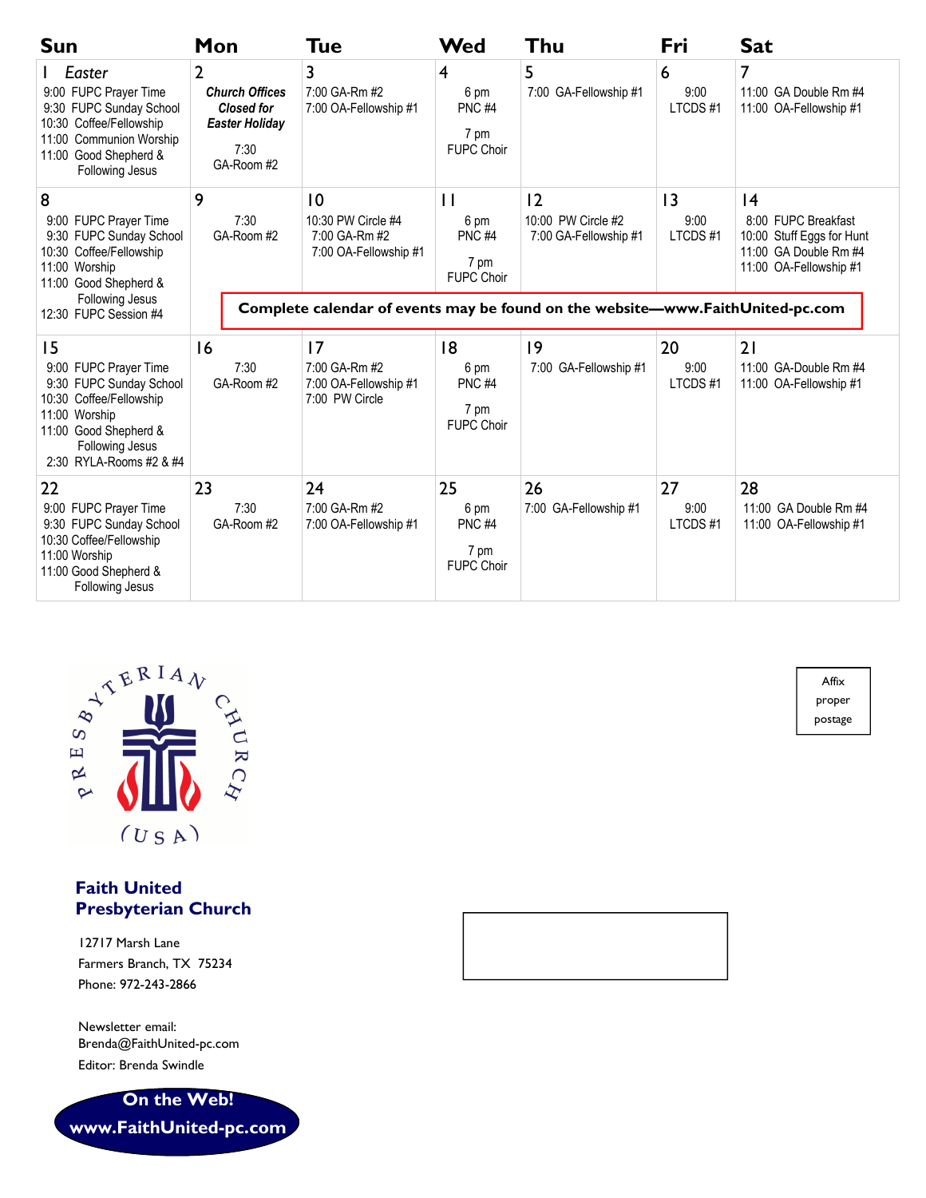| Sun | Mon | Tue | Wed | Thu | Fri | Sat |
|---|---|---|---|---|---|---|
| 1 *Easter*<br>9:00 FUPC Prayer Time<br>9:30 FUPC Sunday School<br>10:30 Coffee/Fellowship<br>11:00 Communion Worship<br>11:00 Good Shepherd & Following Jesus | 2<br>***Church Offices Closed for Easter Holiday***<br>7:30<br>GA-Room #2 | 3<br>7:00 GA-Rm #2<br>7:00 OA-Fellowship #1 | 4<br>6 pm<br>PNC #4<br>7 pm<br>FUPC Choir | 5<br>7:00 GA-Fellowship #1 | 6<br>9:00<br>LTCDS #1 | 7<br>11:00 GA Double Rm #4<br>11:00 OA-Fellowship #1 |
| 8<br>9:00 FUPC Prayer Time<br>9:30 FUPC Sunday School<br>10:30 Coffee/Fellowship<br>11:00 Worship<br>11:00 Good Shepherd & Following Jesus<br>12:30 FUPC Session #4 | 9<br>7:30<br>GA-Room #2 | 10<br>10:30 PW Circle #4<br>7:00 GA-Rm #2<br>7:00 OA-Fellowship #1 | 11<br>6 pm<br>PNC #4<br>7 pm<br>FUPC Choir | 12<br>10:00 PW Circle #2<br>7:00 GA-Fellowship #1 | 13<br>9:00<br>LTCDS #1 | 14<br>8:00 FUPC Breakfast<br>10:00 Stuff Eggs for Hunt<br>11:00 GA Double Rm #4<br>11:00 OA-Fellowship #1 |
| 15<br>9:00 FUPC Prayer Time<br>9:30 FUPC Sunday School<br>10:30 Coffee/Fellowship<br>11:00 Worship<br>11:00 Good Shepherd & Following Jesus<br>2:30 RYLA-Rooms #2 & #4 | 16<br>7:30<br>GA-Room #2 | 17<br>7:00 GA-Rm #2<br>7:00 OA-Fellowship #1<br>7:00 PW Circle | 18<br>6 pm<br>PNC #4<br>7 pm<br>FUPC Choir | 19<br>7:00 GA-Fellowship #1 | 20<br>9:00<br>LTCDS #1 | 21<br>11:00 GA-Double Rm #4<br>11:00 OA-Fellowship #1 |
| 22<br>9:00 FUPC Prayer Time<br>9:30 FUPC Sunday School<br>10:30 Coffee/Fellowship<br>11:00 Worship<br>11:00 Good Shepherd & Following Jesus | 23<br>7:30<br>GA-Room #2 | 24<br>7:00 GA-Rm #2<br>7:00 OA-Fellowship #1 | 25<br>6 pm<br>PNC #4<br>7 pm<br>FUPC Choir | 26<br>7:00 GA-Fellowship #1 | 27<br>9:00<br>LTCDS #1 | 28<br>11:00 GA Double Rm #4<br>11:00 OA-Fellowship #1 |

**Complete calendar of events may be found on the website—www.FaithUnited-pc.com**

PRESBYTERIAN CHURCH (USA)

Affix proper postage

## Faith United Presbyterian Church

12717 Marsh Lane
Farmers Branch, TX 75234
Phone: 972-243-2866

Newsletter email:
Brenda@FaithUnited-pc.com
Editor: Brenda Swindle

**On the Web!**
**www.FaithUnited-pc.com**